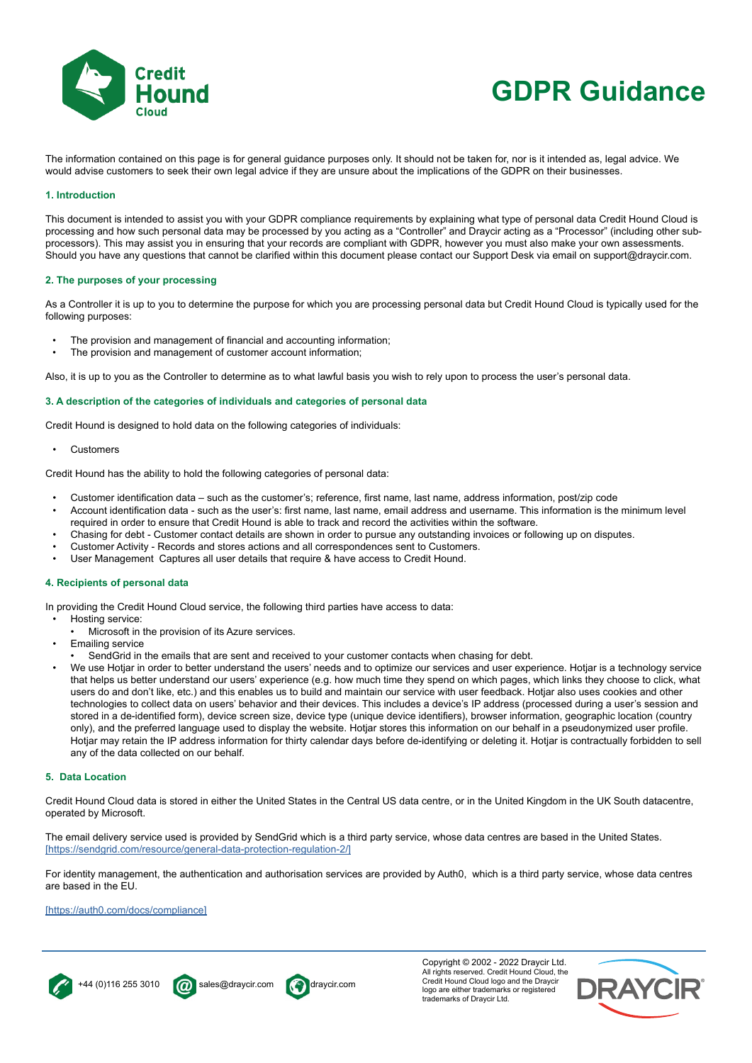Credit Hound Cloud

# GDPR Guidance

The information contained on this page is for general guidance purposes only. It should not be taken for, nor is it intended as, legal advice. We would advise customers to seek their own legal advice if they are unsure about the implications of the GDPR on their businesses.

## 1. Introduction

This document is intended to assist you with your GDPR compliance requirements by explaining what type of personal data Credit Hound Cloud is processing and how such personal data may be processed by you acting as a "Controller" and Draycir acting as a "Processor" (including other sub-processors). This may assist you in ensuring that your records are compliant with GDPR, however you must also make your own assessments. Should you have any questions that cannot be clarified within this document please contact our Support Desk via email on support@draycir.com.

## 2. The purposes of your processing

As a Controller it is up to you to determine the purpose for which you are processing personal data but Credit Hound Cloud is typically used for the following purposes:

- The provision and management of financial and accounting information;
- The provision and management of customer account information;

Also, it is up to you as the Controller to determine as to what lawful basis you wish to rely upon to process the user's personal data.

## 3. A description of the categories of individuals and categories of personal data

Credit Hound is designed to hold data on the following categories of individuals:

- Customers

Credit Hound has the ability to hold the following categories of personal data:

- Customer identification data – such as the customer's; reference, first name, last name, address information, post/zip code
- Account identification data - such as the user's: first name, last name, email address and username. This information is the minimum level required in order to ensure that Credit Hound is able to track and record the activities within the software.
- Chasing for debt - Customer contact details are shown in order to pursue any outstanding invoices or following up on disputes.
- Customer Activity - Records and stores actions and all correspondences sent to Customers.
- User Management Captures all user details that require & have access to Credit Hound.

## 4. Recipients of personal data

In providing the Credit Hound Cloud service, the following third parties have access to data:

- Hosting service:
  - Microsoft in the provision of its Azure services.
- Emailing service
  - SendGrid in the emails that are sent and received to your customer contacts when chasing for debt.
- We use Hotjar in order to better understand the users' needs and to optimize our services and user experience. Hotjar is a technology service that helps us better understand our users' experience (e.g. how much time they spend on which pages, which links they choose to click, what users do and don't like, etc.) and this enables us to build and maintain our service with user feedback. Hotjar also uses cookies and other technologies to collect data on users' behavior and their devices. This includes a device's IP address (processed during a user's session and stored in a de-identified form), device screen size, device type (unique device identifiers), browser information, geographic location (country only), and the preferred language used to display the website. Hotjar stores this information on our behalf in a pseudonymized user profile. Hotjar may retain the IP address information for thirty calendar days before de-identifying or deleting it. Hotjar is contractually forbidden to sell any of the data collected on our behalf.

## 5. Data Location

Credit Hound Cloud data is stored in either the United States in the Central US data centre, or in the United Kingdom in the UK South datacentre, operated by Microsoft.

The email delivery service used is provided by SendGrid which is a third party service, whose data centres are based in the United States. [https://sendgrid.com/resource/general-data-protection-regulation-2/]

For identity management, the authentication and authorisation services are provided by Auth0, which is a third party service, whose data centres are based in the EU.

[https://auth0.com/docs/compliance]

+44 (0)116 255 3010 sales@draycir.com draycir.com

Copyright © 2002 - 2022 Draycir Ltd. All rights reserved. Credit Hound Cloud, the Credit Hound Cloud logo and the Draycir logo are either trademarks or registered trademarks of Draycir Ltd.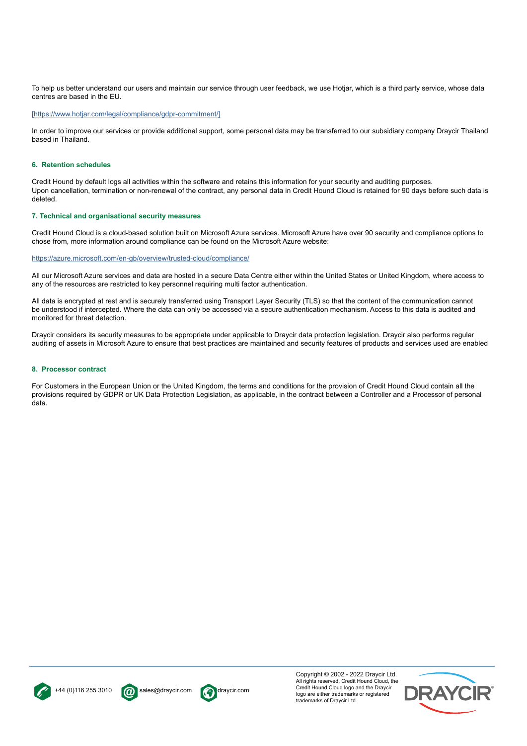To help us better understand our users and maintain our service through user feedback, we use Hotjar, which is a third party service, whose data centres are based in the EU.

[https://www.hotjar.com/legal/compliance/gdpr-commitment/]

In order to improve our services or provide additional support, some personal data may be transferred to our subsidiary company Draycir Thailand based in Thailand.

### 6. Retention schedules

Credit Hound by default logs all activities within the software and retains this information for your security and auditing purposes.
Upon cancellation, termination or non-renewal of the contract, any personal data in Credit Hound Cloud is retained for 90 days before such data is deleted.

### 7. Technical and organisational security measures

Credit Hound Cloud is a cloud-based solution built on Microsoft Azure services. Microsoft Azure have over 90 security and compliance options to chose from, more information around compliance can be found on the Microsoft Azure website:

https://azure.microsoft.com/en-gb/overview/trusted-cloud/compliance/

All our Microsoft Azure services and data are hosted in a secure Data Centre either within the United States or United Kingdom, where access to any of the resources are restricted to key personnel requiring multi factor authentication.

All data is encrypted at rest and is securely transferred using Transport Layer Security (TLS) so that the content of the communication cannot be understood if intercepted. Where the data can only be accessed via a secure authentication mechanism. Access to this data is audited and monitored for threat detection.

Draycir considers its security measures to be appropriate under applicable to Draycir data protection legislation. Draycir also performs regular auditing of assets in Microsoft Azure to ensure that best practices are maintained and security features of products and services used are enabled

### 8. Processor contract

For Customers in the European Union or the United Kingdom, the terms and conditions for the provision of Credit Hound Cloud contain all the provisions required by GDPR or UK Data Protection Legislation, as applicable, in the contract between a Controller and a Processor of personal data.

+44 (0)116 255 3010 sales@draycir.com draycir.com

Copyright © 2002 - 2022 Draycir Ltd. All rights reserved. Credit Hound Cloud, the Credit Hound Cloud logo and the Draycir logo are either trademarks or registered trademarks of Draycir Ltd.

DRAYCIR®